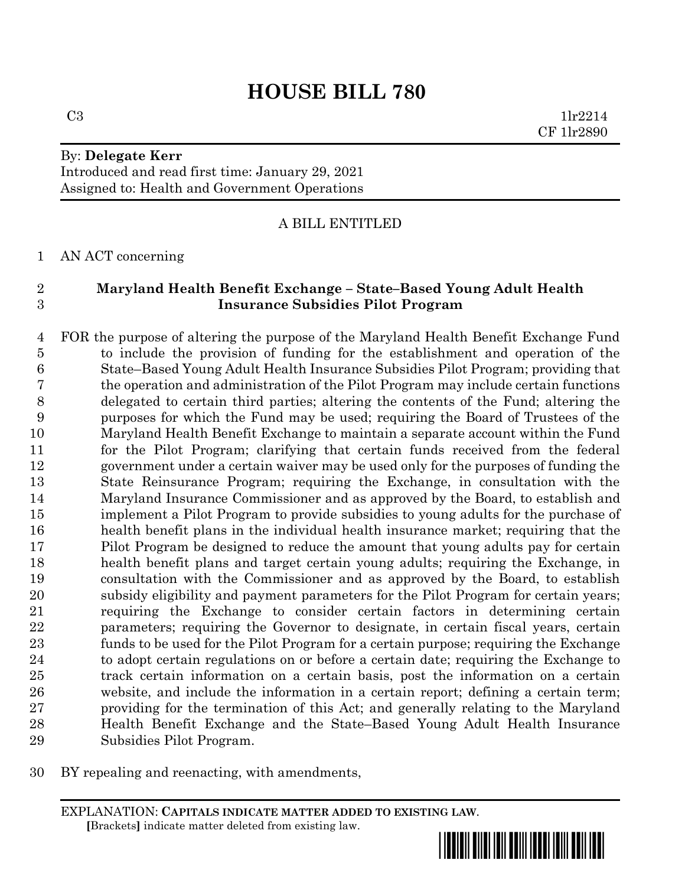# HOUSE BILL 780

C3 1lr2214
CF 1lr2890

By: **Delegate Kerr**
Introduced and read first time: January 29, 2021
Assigned to: Health and Government Operations

A BILL ENTITLED

AN ACT concerning

**Maryland Health Benefit Exchange – State–Based Young Adult Health Insurance Subsidies Pilot Program**

FOR the purpose of altering the purpose of the Maryland Health Benefit Exchange Fund to include the provision of funding for the establishment and operation of the State–Based Young Adult Health Insurance Subsidies Pilot Program; providing that the operation and administration of the Pilot Program may include certain functions delegated to certain third parties; altering the contents of the Fund; altering the purposes for which the Fund may be used; requiring the Board of Trustees of the Maryland Health Benefit Exchange to maintain a separate account within the Fund for the Pilot Program; clarifying that certain funds received from the federal government under a certain waiver may be used only for the purposes of funding the State Reinsurance Program; requiring the Exchange, in consultation with the Maryland Insurance Commissioner and as approved by the Board, to establish and implement a Pilot Program to provide subsidies to young adults for the purchase of health benefit plans in the individual health insurance market; requiring that the Pilot Program be designed to reduce the amount that young adults pay for certain health benefit plans and target certain young adults; requiring the Exchange, in consultation with the Commissioner and as approved by the Board, to establish subsidy eligibility and payment parameters for the Pilot Program for certain years; requiring the Exchange to consider certain factors in determining certain parameters; requiring the Governor to designate, in certain fiscal years, certain funds to be used for the Pilot Program for a certain purpose; requiring the Exchange to adopt certain regulations on or before a certain date; requiring the Exchange to track certain information on a certain basis, post the information on a certain website, and include the information in a certain report; defining a certain term; providing for the termination of this Act; and generally relating to the Maryland Health Benefit Exchange and the State–Based Young Adult Health Insurance Subsidies Pilot Program.

BY repealing and reenacting, with amendments,

EXPLANATION: **CAPITALS INDICATE MATTER ADDED TO EXISTING LAW**.
**[**Brackets**]** indicate matter deleted from existing law.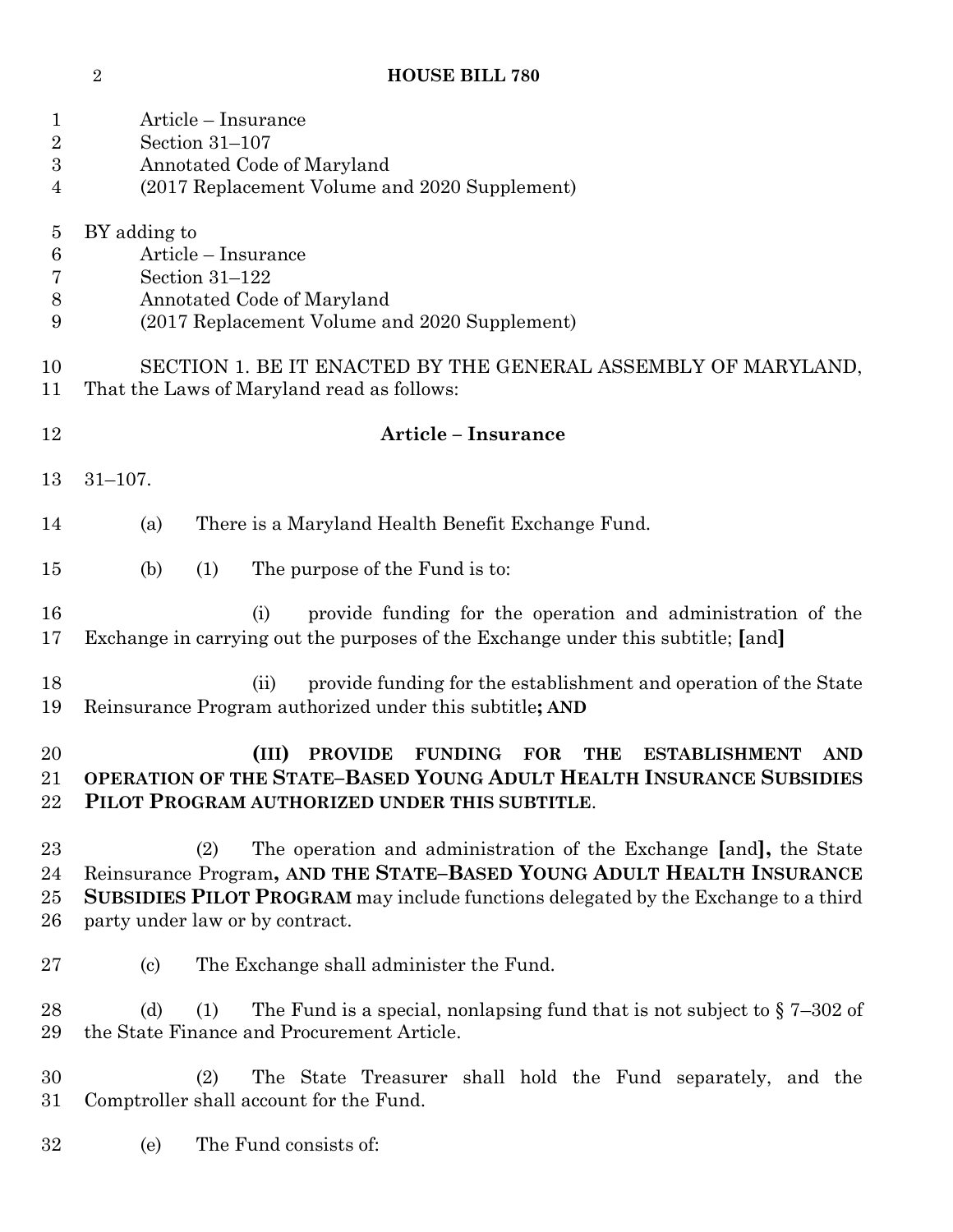Article – Insurance
Section 31–107
Annotated Code of Maryland
(2017 Replacement Volume and 2020 Supplement)

BY adding to
Article – Insurance
Section 31–122
Annotated Code of Maryland
(2017 Replacement Volume and 2020 Supplement)

SECTION 1. BE IT ENACTED BY THE GENERAL ASSEMBLY OF MARYLAND, That the Laws of Maryland read as follows:

**Article – Insurance**

31–107.

(a) There is a Maryland Health Benefit Exchange Fund.

(b) (1) The purpose of the Fund is to:

(i) provide funding for the operation and administration of the Exchange in carrying out the purposes of the Exchange under this subtitle; **[**and**]**

(ii) provide funding for the establishment and operation of the State Reinsurance Program authorized under this subtitle**; AND**

**(III) PROVIDE FUNDING FOR THE ESTABLISHMENT AND OPERATION OF THE STATE–BASED YOUNG ADULT HEALTH INSURANCE SUBSIDIES PILOT PROGRAM AUTHORIZED UNDER THIS SUBTITLE**.

(2) The operation and administration of the Exchange **[**and**],** the State Reinsurance Program**, AND THE STATE–BASED YOUNG ADULT HEALTH INSURANCE SUBSIDIES PILOT PROGRAM** may include functions delegated by the Exchange to a third party under law or by contract.

(c) The Exchange shall administer the Fund.

(d) (1) The Fund is a special, nonlapsing fund that is not subject to § 7–302 of the State Finance and Procurement Article.

(2) The State Treasurer shall hold the Fund separately, and the Comptroller shall account for the Fund.

(e) The Fund consists of: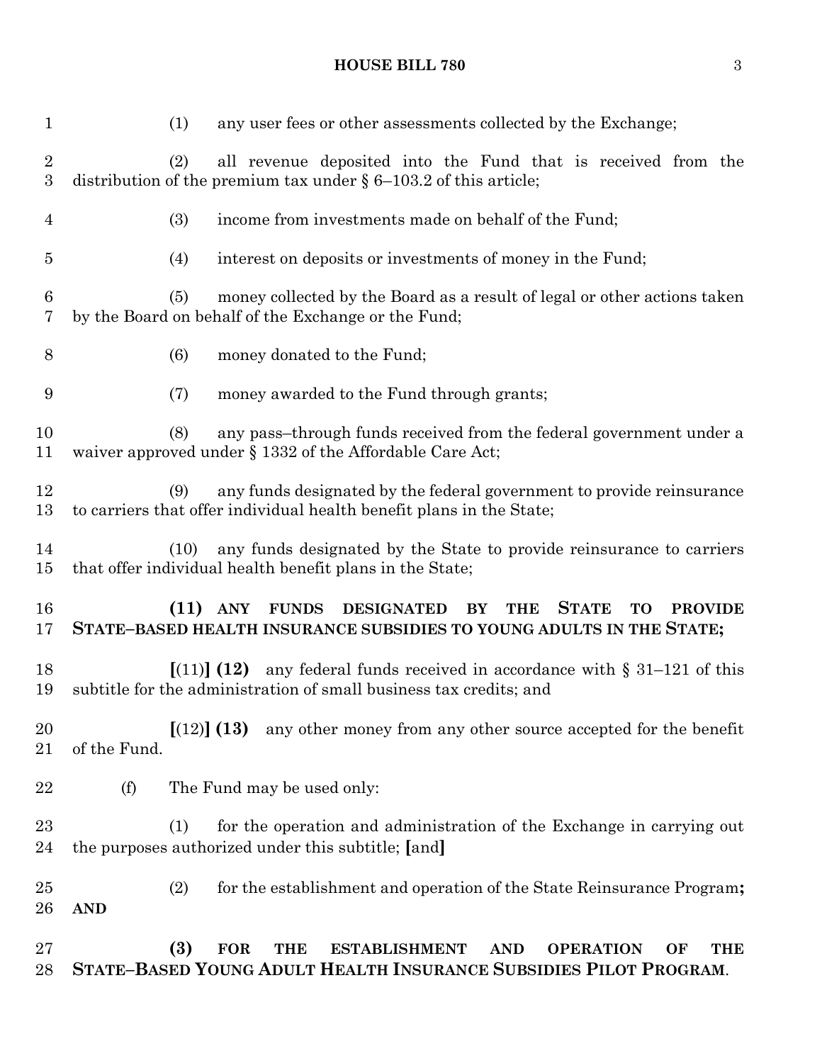(1) any user fees or other assessments collected by the Exchange;

(2) all revenue deposited into the Fund that is received from the distribution of the premium tax under § 6–103.2 of this article;

(3) income from investments made on behalf of the Fund;

(4) interest on deposits or investments of money in the Fund;

(5) money collected by the Board as a result of legal or other actions taken by the Board on behalf of the Exchange or the Fund;

(6) money donated to the Fund;

(7) money awarded to the Fund through grants;

(8) any pass–through funds received from the federal government under a waiver approved under § 1332 of the Affordable Care Act;

(9) any funds designated by the federal government to provide reinsurance to carriers that offer individual health benefit plans in the State;

(10) any funds designated by the State to provide reinsurance to carriers that offer individual health benefit plans in the State;

**(11) ANY FUNDS DESIGNATED BY THE STATE TO PROVIDE STATE–BASED HEALTH INSURANCE SUBSIDIES TO YOUNG ADULTS IN THE STATE;**

**[**(11)**] (12)** any federal funds received in accordance with § 31–121 of this subtitle for the administration of small business tax credits; and

**[**(12)**] (13)** any other money from any other source accepted for the benefit of the Fund.

(f) The Fund may be used only:

(1) for the operation and administration of the Exchange in carrying out the purposes authorized under this subtitle; **[**and**]**

(2) for the establishment and operation of the State Reinsurance Program**; AND**

**(3) FOR THE ESTABLISHMENT AND OPERATION OF THE STATE–BASED YOUNG ADULT HEALTH INSURANCE SUBSIDIES PILOT PROGRAM**.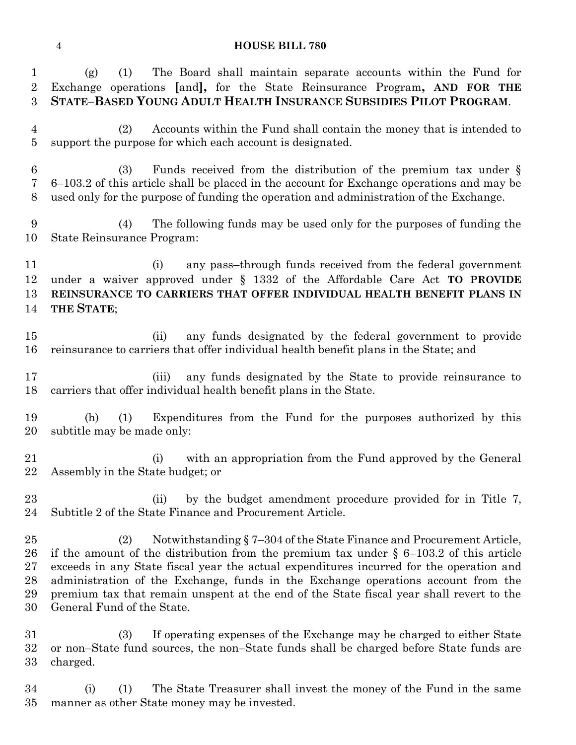(g) (1) The Board shall maintain separate accounts within the Fund for Exchange operations [and], for the State Reinsurance Program, **AND FOR THE STATE–BASED YOUNG ADULT HEALTH INSURANCE SUBSIDIES PILOT PROGRAM**.

(2) Accounts within the Fund shall contain the money that is intended to support the purpose for which each account is designated.

(3) Funds received from the distribution of the premium tax under § 6–103.2 of this article shall be placed in the account for Exchange operations and may be used only for the purpose of funding the operation and administration of the Exchange.

(4) The following funds may be used only for the purposes of funding the State Reinsurance Program:

(i) any pass–through funds received from the federal government under a waiver approved under § 1332 of the Affordable Care Act **TO PROVIDE REINSURANCE TO CARRIERS THAT OFFER INDIVIDUAL HEALTH BENEFIT PLANS IN THE STATE**;

(ii) any funds designated by the federal government to provide reinsurance to carriers that offer individual health benefit plans in the State; and

(iii) any funds designated by the State to provide reinsurance to carriers that offer individual health benefit plans in the State.

(h) (1) Expenditures from the Fund for the purposes authorized by this subtitle may be made only:

(i) with an appropriation from the Fund approved by the General Assembly in the State budget; or

(ii) by the budget amendment procedure provided for in Title 7, Subtitle 2 of the State Finance and Procurement Article.

(2) Notwithstanding § 7–304 of the State Finance and Procurement Article, if the amount of the distribution from the premium tax under § 6–103.2 of this article exceeds in any State fiscal year the actual expenditures incurred for the operation and administration of the Exchange, funds in the Exchange operations account from the premium tax that remain unspent at the end of the State fiscal year shall revert to the General Fund of the State.

(3) If operating expenses of the Exchange may be charged to either State or non–State fund sources, the non–State funds shall be charged before State funds are charged.

(i) (1) The State Treasurer shall invest the money of the Fund in the same manner as other State money may be invested.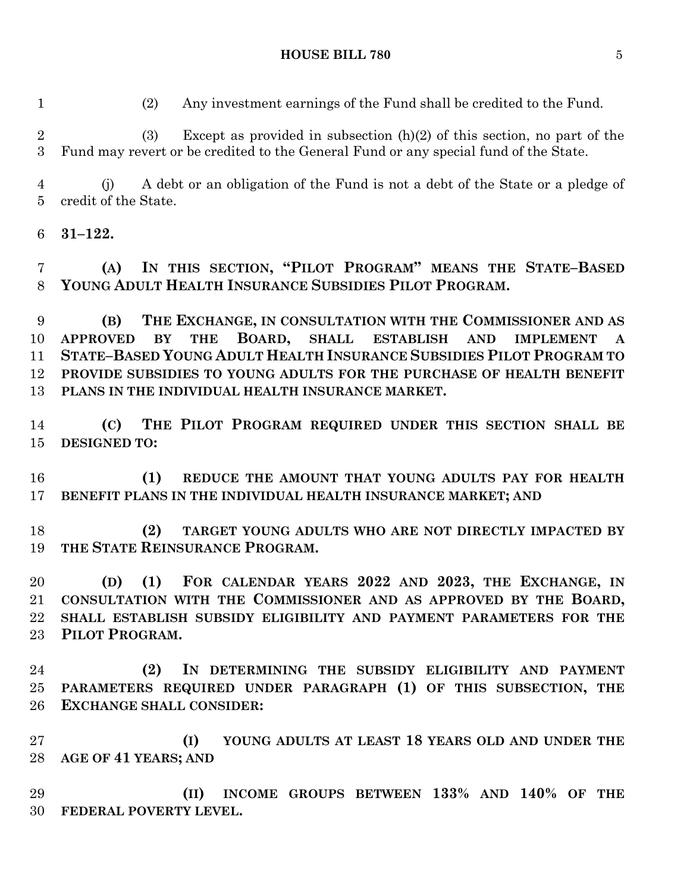(2) Any investment earnings of the Fund shall be credited to the Fund.

(3) Except as provided in subsection (h)(2) of this section, no part of the Fund may revert or be credited to the General Fund or any special fund of the State.

(j) A debt or an obligation of the Fund is not a debt of the State or a pledge of credit of the State.

**31–122.**

**(A) IN THIS SECTION, "PILOT PROGRAM" MEANS THE STATE–BASED YOUNG ADULT HEALTH INSURANCE SUBSIDIES PILOT PROGRAM.**

**(B) THE EXCHANGE, IN CONSULTATION WITH THE COMMISSIONER AND AS APPROVED BY THE BOARD, SHALL ESTABLISH AND IMPLEMENT A STATE–BASED YOUNG ADULT HEALTH INSURANCE SUBSIDIES PILOT PROGRAM TO PROVIDE SUBSIDIES TO YOUNG ADULTS FOR THE PURCHASE OF HEALTH BENEFIT PLANS IN THE INDIVIDUAL HEALTH INSURANCE MARKET.**

**(C) THE PILOT PROGRAM REQUIRED UNDER THIS SECTION SHALL BE DESIGNED TO:**

**(1) REDUCE THE AMOUNT THAT YOUNG ADULTS PAY FOR HEALTH BENEFIT PLANS IN THE INDIVIDUAL HEALTH INSURANCE MARKET; AND**

**(2) TARGET YOUNG ADULTS WHO ARE NOT DIRECTLY IMPACTED BY THE STATE REINSURANCE PROGRAM.**

**(D) (1) FOR CALENDAR YEARS 2022 AND 2023, THE EXCHANGE, IN CONSULTATION WITH THE COMMISSIONER AND AS APPROVED BY THE BOARD, SHALL ESTABLISH SUBSIDY ELIGIBILITY AND PAYMENT PARAMETERS FOR THE PILOT PROGRAM.**

**(2) IN DETERMINING THE SUBSIDY ELIGIBILITY AND PAYMENT PARAMETERS REQUIRED UNDER PARAGRAPH (1) OF THIS SUBSECTION, THE EXCHANGE SHALL CONSIDER:**

**(I) YOUNG ADULTS AT LEAST 18 YEARS OLD AND UNDER THE AGE OF 41 YEARS; AND**

**(II) INCOME GROUPS BETWEEN 133% AND 140% OF THE FEDERAL POVERTY LEVEL.**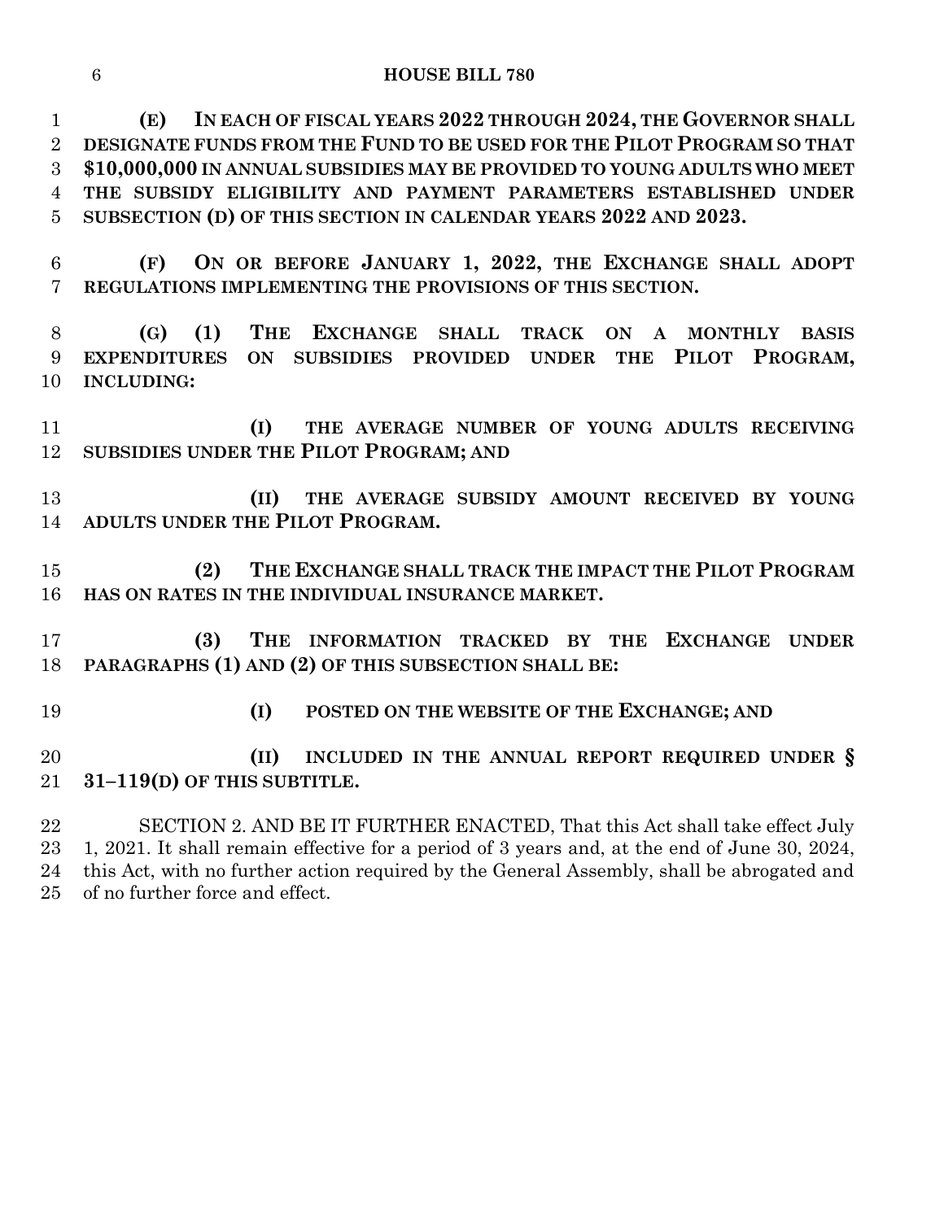**(E) IN EACH OF FISCAL YEARS 2022 THROUGH 2024, THE GOVERNOR SHALL DESIGNATE FUNDS FROM THE FUND TO BE USED FOR THE PILOT PROGRAM SO THAT $10,000,000 IN ANNUAL SUBSIDIES MAY BE PROVIDED TO YOUNG ADULTS WHO MEET THE SUBSIDY ELIGIBILITY AND PAYMENT PARAMETERS ESTABLISHED UNDER SUBSECTION (D) OF THIS SECTION IN CALENDAR YEARS 2022 AND 2023.**

**(F) ON OR BEFORE JANUARY 1, 2022, THE EXCHANGE SHALL ADOPT REGULATIONS IMPLEMENTING THE PROVISIONS OF THIS SECTION.**

**(G) (1) THE EXCHANGE SHALL TRACK ON A MONTHLY BASIS EXPENDITURES ON SUBSIDIES PROVIDED UNDER THE PILOT PROGRAM, INCLUDING:**

**(I) THE AVERAGE NUMBER OF YOUNG ADULTS RECEIVING SUBSIDIES UNDER THE PILOT PROGRAM; AND**

**(II) THE AVERAGE SUBSIDY AMOUNT RECEIVED BY YOUNG ADULTS UNDER THE PILOT PROGRAM.**

**(2) THE EXCHANGE SHALL TRACK THE IMPACT THE PILOT PROGRAM HAS ON RATES IN THE INDIVIDUAL INSURANCE MARKET.**

**(3) THE INFORMATION TRACKED BY THE EXCHANGE UNDER PARAGRAPHS (1) AND (2) OF THIS SUBSECTION SHALL BE:**

**(I) POSTED ON THE WEBSITE OF THE EXCHANGE; AND**

**(II) INCLUDED IN THE ANNUAL REPORT REQUIRED UNDER § 31–119(D) OF THIS SUBTITLE.**

SECTION 2. AND BE IT FURTHER ENACTED, That this Act shall take effect July 1, 2021. It shall remain effective for a period of 3 years and, at the end of June 30, 2024, this Act, with no further action required by the General Assembly, shall be abrogated and of no further force and effect.